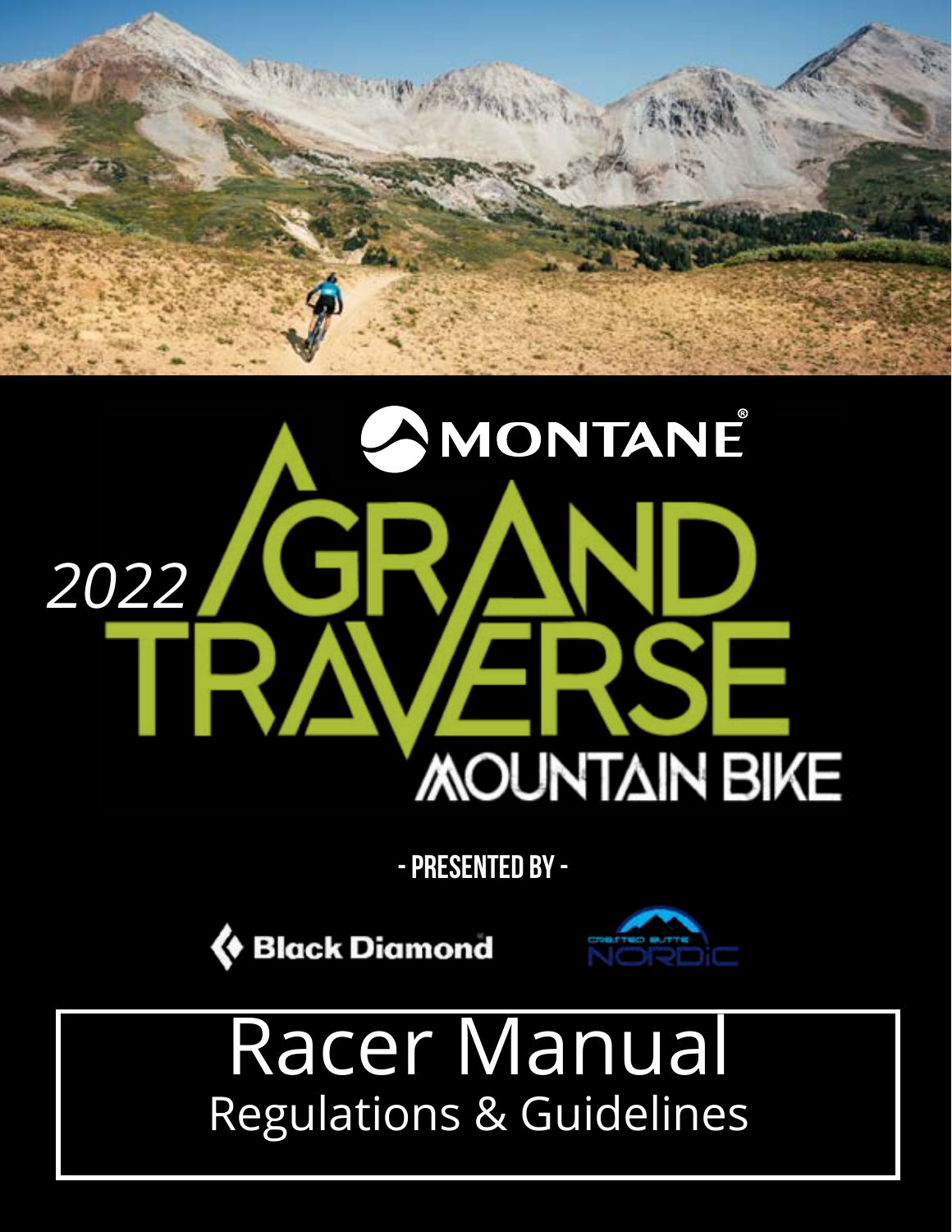MONTANE

2022 GRAND TRAVERSE MOUNTAIN BIKE

- PRESENTED BY -

Black Diamond

CRESTED BUTTE NORDIC

# Racer Manual

## Regulations & Guidelines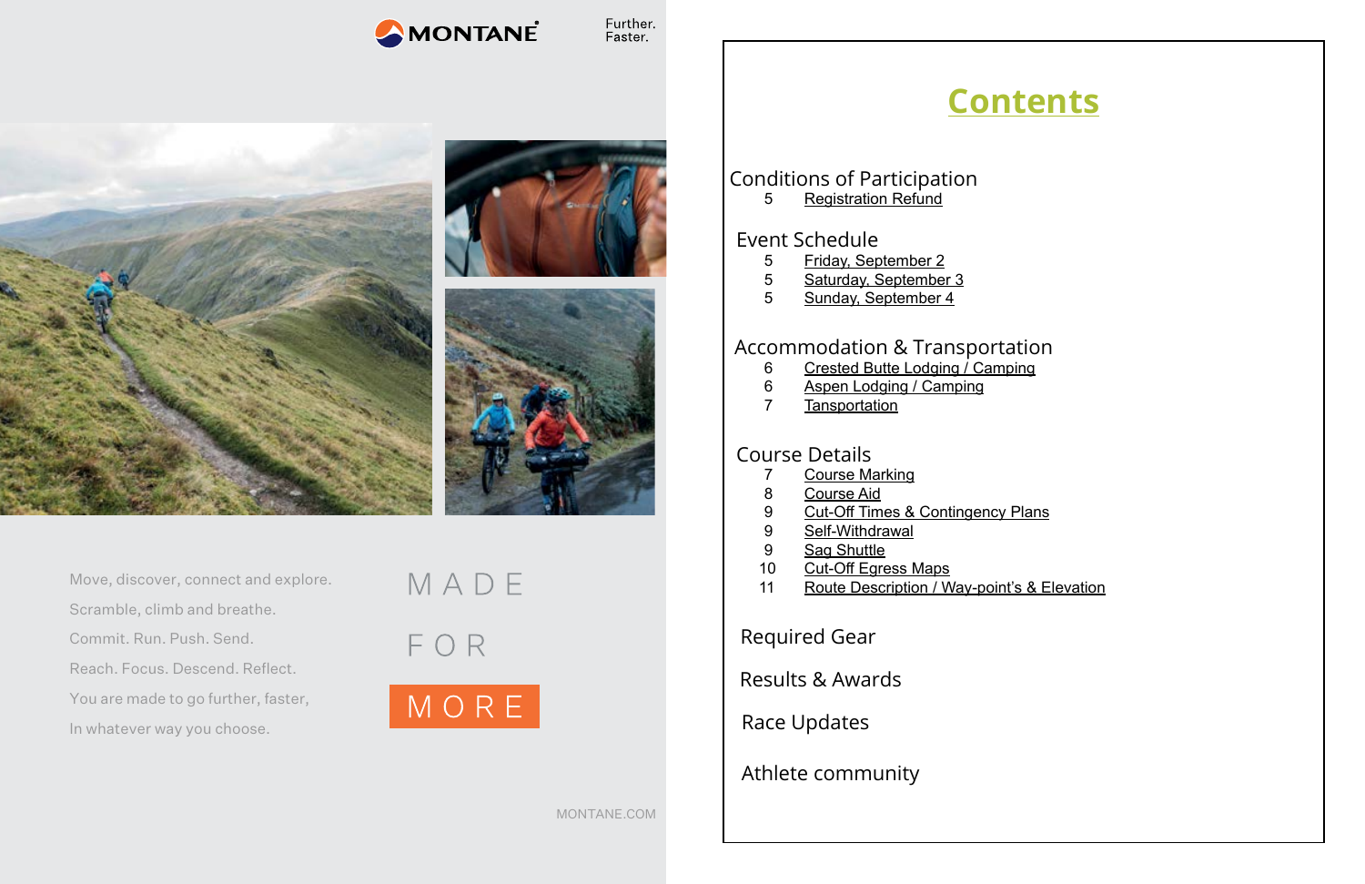MONTANE

Further.
Faster.

Move, discover, connect and explore.

Scramble, climb and breathe.

Commit. Run. Push. Send.

Reach. Focus. Descend. Reflect.

You are made to go further, faster,

In whatever way you choose.

MADE

FOR

MORE

MONTANE.COM

# Contents

## Conditions of Participation

- 5 Registration Refund

## Event Schedule

- 5 Friday, September 2
- 5 Saturday, September 3
- 5 Sunday, September 4

## Accommodation & Transportation

- 6 Crested Butte Lodging / Camping
- 6 Aspen Lodging / Camping
- 7 Tansportation

## Course Details

- 7 Course Marking
- 8 Course Aid
- 9 Cut-Off Times & Contingency Plans
- 9 Self-Withdrawal
- 9 Sag Shuttle
- 10 Cut-Off Egress Maps
- 11 Route Description / Way-point's & Elevation

## Required Gear

## Results & Awards

## Race Updates

## Athlete community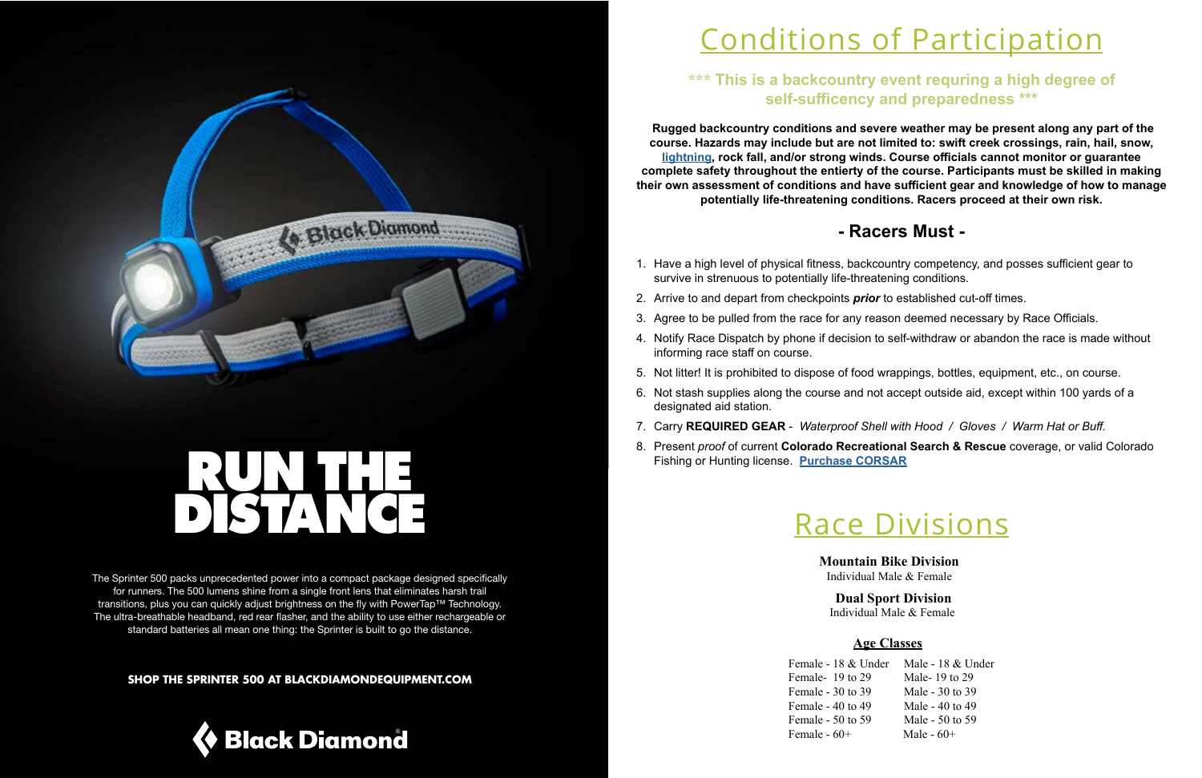# RUN THE DISTANCE

The Sprinter 500 packs unprecedented power into a compact package designed specifically for runners. The 500 lumens shine from a single front lens that eliminates harsh trail transitions, plus you can quickly adjust brightness on the fly with PowerTap™ Technology. The ultra-breathable headband, red rear flasher, and the ability to use either rechargeable or standard batteries all mean one thing: the Sprinter is built to go the distance.

**SHOP THE SPRINTER 500 AT BLACKDIAMONDEQUIPMENT.COM**

Black Diamond

# Conditions of Participation

**\*\*\* This is a backcountry event requring a high degree of self-sufficency and preparedness \*\*\***

**Rugged backcountry conditions and severe weather may be present along any part of the course. Hazards may include but are not limited to: swift creek crossings, rain, hail, snow, lightning, rock fall, and/or strong winds. Course officials cannot monitor or guarantee complete safety throughout the entierty of the course. Participants must be skilled in making their own assessment of conditions and have sufficient gear and knowledge of how to manage potentially life-threatening conditions. Racers proceed at their own risk.**

## - Racers Must -

1. Have a high level of physical fitness, backcountry competency, and posses sufficient gear to survive in strenuous to potentially life-threatening conditions.
2. Arrive to and depart from checkpoints ***prior*** to established cut-off times.
3. Agree to be pulled from the race for any reason deemed necessary by Race Officials.
4. Notify Race Dispatch by phone if decision to self-withdraw or abandon the race is made without informing race staff on course.
5. Not litter! It is prohibited to dispose of food wrappings, bottles, equipment, etc., on course.
6. Not stash supplies along the course and not accept outside aid, except within 100 yards of a designated aid station.
7. Carry **REQUIRED GEAR** - *Waterproof Shell with Hood / Gloves / Warm Hat or Buff.*
8. Present *proof* of current **Colorado Recreational Search & Rescue** coverage, or valid Colorado Fishing or Hunting license. **Purchase CORSAR**

# Race Divisions

**Mountain Bike Division**
Individual Male & Female

**Dual Sport Division**
Individual Male & Female

**Age Classes**

| Female | Male |
|---|---|
| Female - 18 & Under | Male - 18 & Under |
| Female- 19 to 29 | Male- 19 to 29 |
| Female - 30 to 39 | Male - 30 to 39 |
| Female - 40 to 49 | Male - 40 to 49 |
| Female - 50 to 59 | Male - 50 to 59 |
| Female - 60+ | Male - 60+ |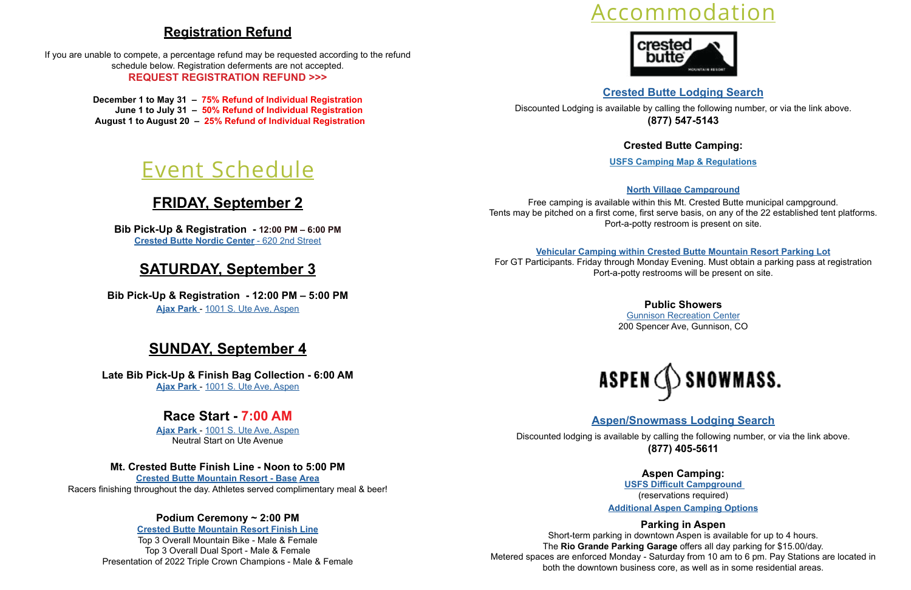## Registration Refund

If you are unable to compete, a percentage refund may be requested according to the refund schedule below. Registration deferments are not accepted.

**REQUEST REGISTRATION REFUND >>>**

**December 1 to May 31 – 75% Refund of Individual Registration**
**June 1 to July 31 – 50% Refund of Individual Registration**
**August 1 to August 20 – 25% Refund of Individual Registration**

# Event Schedule

## FRIDAY, September 2

**Bib Pick-Up & Registration - 12:00 PM – 6:00 PM**
**Crested Butte Nordic Center** - 620 2nd Street

## SATURDAY, September 3

**Bib Pick-Up & Registration - 12:00 PM – 5:00 PM**
**Ajax Park** - 1001 S. Ute Ave, Aspen

## SUNDAY, September 4

**Late Bib Pick-Up & Finish Bag Collection - 6:00 AM**
**Ajax Park** - 1001 S. Ute Ave, Aspen

### Race Start - 7:00 AM

**Ajax Park** - 1001 S. Ute Ave, Aspen
Neutral Start on Ute Avenue

**Mt. Crested Butte Finish Line - Noon to 5:00 PM**
**Crested Butte Mountain Resort - Base Area**
Racers finishing throughout the day. Athletes served complimentary meal & beer!

**Podium Ceremony ~ 2:00 PM**
**Crested Butte Mountain Resort Finish Line**
Top 3 Overall Mountain Bike - Male & Female
Top 3 Overall Dual Sport - Male & Female
Presentation of 2022 Triple Crown Champions - Male & Female

# Accommodation

crested butte MOUNTAIN RESORT

**Crested Butte Lodging Search**

Discounted Lodging is available by calling the following number, or via the link above.
**(877) 547-5143**

**Crested Butte Camping:**

**USFS Camping Map & Regulations**

**North Village Campground**
Free camping is available within this Mt. Crested Butte municipal campground.
Tents may be pitched on a first come, first serve basis, on any of the 22 established tent platforms.
Port-a-potty restroom is present on site.

**Vehicular Camping within Crested Butte Mountain Resort Parking Lot**
For GT Participants. Friday through Monday Evening. Must obtain a parking pass at registration
Port-a-potty restrooms will be present on site.

**Public Showers**
Gunnison Recreation Center
200 Spencer Ave, Gunnison, CO

ASPEN SNOWMASS.

**Aspen/Snowmass Lodging Search**

Discounted lodging is available by calling the following number, or via the link above.
**(877) 405-5611**

**Aspen Camping:**
**USFS Difficult Campground**
(reservations required)
**Additional Aspen Camping Options**

**Parking in Aspen**
Short-term parking in downtown Aspen is available for up to 4 hours.
The **Rio Grande Parking Garage** offers all day parking for $15.00/day.
Metered spaces are enforced Monday - Saturday from 10 am to 6 pm. Pay Stations are located in both the downtown business core, as well as in some residential areas.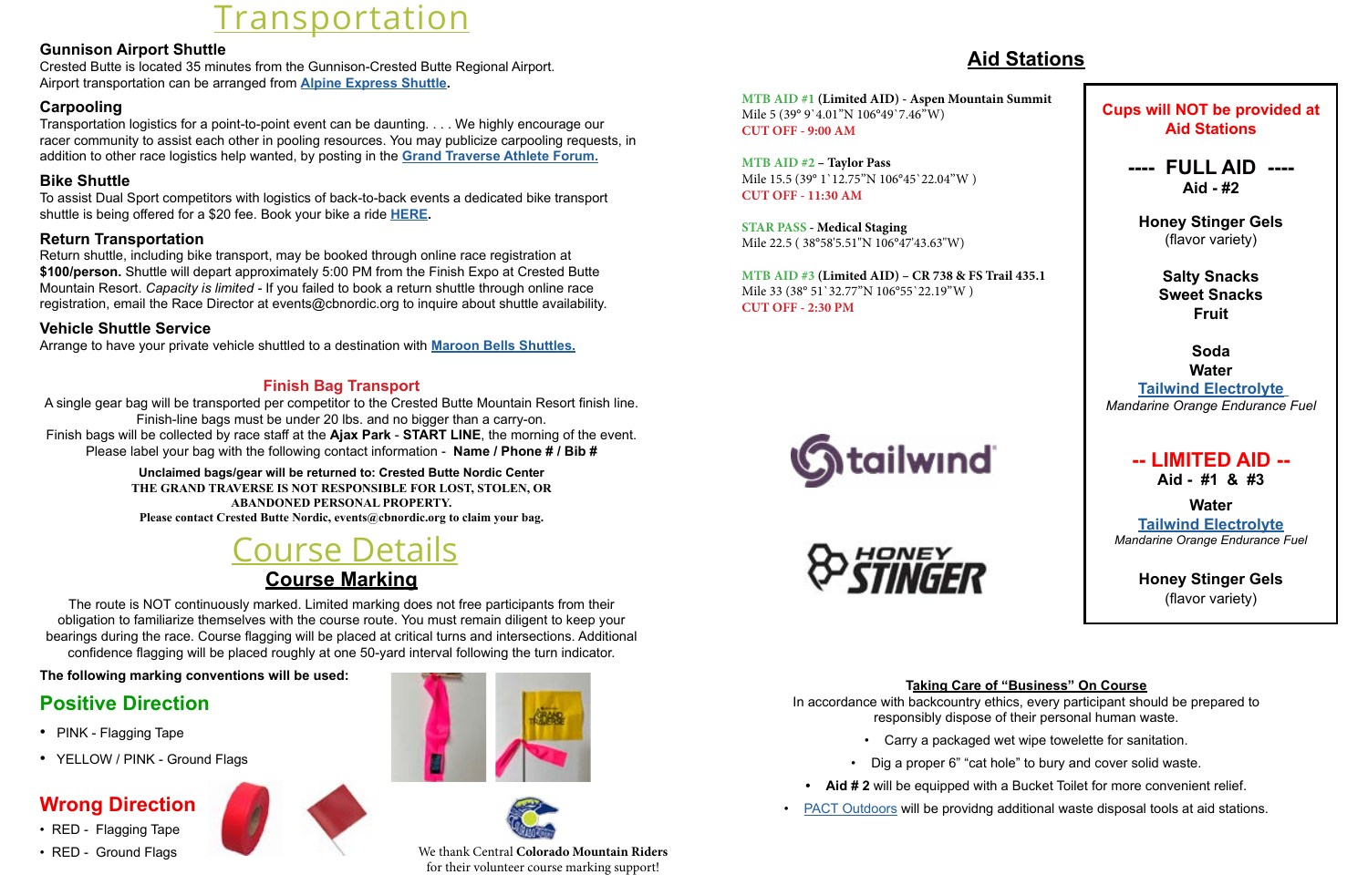# Transportation

### Gunnison Airport Shuttle

Crested Butte is located 35 minutes from the Gunnison-Crested Butte Regional Airport.
Airport transportation can be arranged from **Alpine Express Shuttle.**

### Carpooling

Transportation logistics for a point-to-point event can be daunting. . . . We highly encourage our racer community to assist each other in pooling resources. You may publicize carpooling requests, in addition to other race logistics help wanted, by posting in the **Grand Traverse Athlete Forum.**

### Bike Shuttle

To assist Dual Sport competitors with logistics of back-to-back events a dedicated bike transport shuttle is being offered for a $20 fee. Book your bike a ride **HERE.**

### Return Transportation

Return shuttle, including bike transport, may be booked through online race registration at **$100/person.** Shuttle will depart approximately 5:00 PM from the Finish Expo at Crested Butte Mountain Resort. *Capacity is limited* - If you failed to book a return shuttle through online race registration, email the Race Director at events@cbnordic.org to inquire about shuttle availability.

### Vehicle Shuttle Service

Arrange to have your private vehicle shuttled to a destination with **Maroon Bells Shuttles.**

### Finish Bag Transport

A single gear bag will be transported per competitor to the Crested Butte Mountain Resort finish line.
Finish-line bags must be under 20 lbs. and no bigger than a carry-on.
Finish bags will be collected by race staff at the **Ajax Park** - **START LINE**, the morning of the event.
Please label your bag with the following contact information - **Name / Phone # / Bib #**

**Unclaimed bags/gear will be returned to: Crested Butte Nordic Center**
**THE GRAND TRAVERSE IS NOT RESPONSIBLE FOR LOST, STOLEN, OR ABANDONED PERSONAL PROPERTY.**
**Please contact Crested Butte Nordic, events@cbnordic.org to claim your bag.**

# Course Details

## Course Marking

The route is NOT continuously marked. Limited marking does not free participants from their obligation to familiarize themselves with the course route. You must remain diligent to keep your bearings during the race. Course flagging will be placed at critical turns and intersections. Additional confidence flagging will be placed roughly at one 50-yard interval following the turn indicator.

**The following marking conventions will be used:**

### Positive Direction

- PINK - Flagging Tape
- YELLOW / PINK - Ground Flags

### Wrong Direction

- RED - Flagging Tape
- RED - Ground Flags

We thank Central **Colorado Mountain Riders** for their volunteer course marking support!

## Aid Stations

**MTB AID #1 (Limited AID) - Aspen Mountain Summit**
Mile 5 (39° 9`4.01"N 106°49`7.46"W)
CUT OFF - 9:00 AM

**MTB AID #2 – Taylor Pass**
Mile 15.5 (39° 1`12.75"N 106°45`22.04"W )
CUT OFF - 11:30 AM

**STAR PASS - Medical Staging**
Mile 22.5 ( 38°58'5.51"N 106°47'43.63"W)

**MTB AID #3 (Limited AID) – CR 738 & FS Trail 435.1**
Mile 33 (38° 51`32.77"N 106°55`22.19"W )
CUT OFF - 2:30 PM

**Cups will NOT be provided at Aid Stations**

**---- FULL AID ----**
**Aid - #2**

**Honey Stinger Gels**
(flavor variety)

**Salty Snacks**
**Sweet Snacks**
**Fruit**

**Soda**
**Water**
**Tailwind Electrolyte**
*Mandarine Orange Endurance Fuel*

**-- LIMITED AID --**
**Aid - #1 & #3**

**Water**
**Tailwind Electrolyte**
*Mandarine Orange Endurance Fuel*

**Honey Stinger Gels**
(flavor variety)

### Taking Care of "Business" On Course

In accordance with backcountry ethics, every participant should be prepared to responsibly dispose of their personal human waste.

- Carry a packaged wet wipe towelette for sanitation.
- Dig a proper 6" "cat hole" to bury and cover solid waste.
- **Aid # 2** will be equipped with a Bucket Toilet for more convenient relief.
- PACT Outdoors will be providng additional waste disposal tools at aid stations.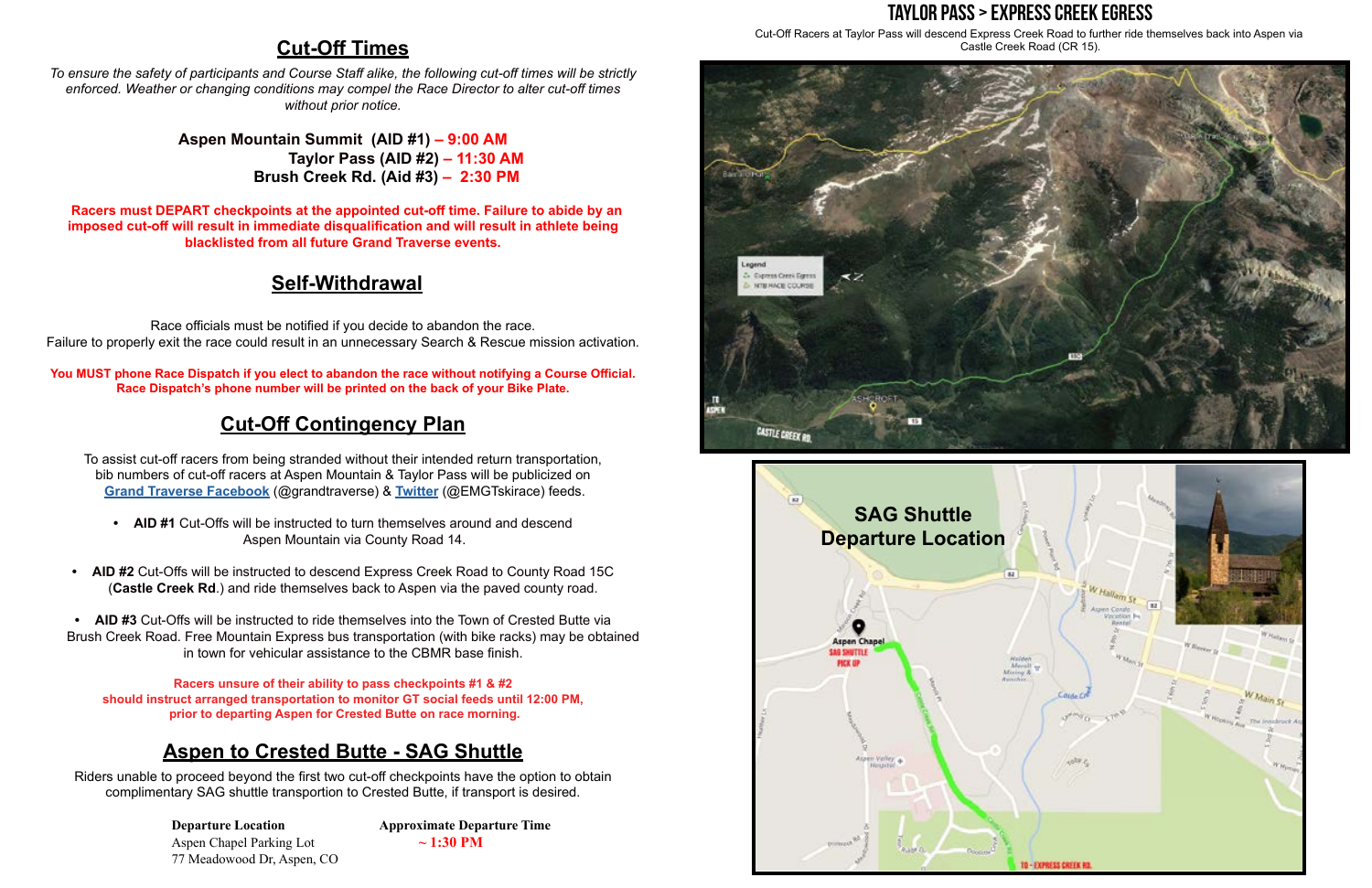## Cut-Off Times

*To ensure the safety of participants and Course Staff alike, the following cut-off times will be strictly enforced. Weather or changing conditions may compel the Race Director to alter cut-off times without prior notice.*

**Aspen Mountain Summit (AID #1) – 9:00 AM**
**Taylor Pass (AID #2) – 11:30 AM**
**Brush Creek Rd. (Aid #3) – 2:30 PM**

**Racers must DEPART checkpoints at the appointed cut-off time. Failure to abide by an imposed cut-off will result in immediate disqualification and will result in athlete being blacklisted from all future Grand Traverse events.**

## Self-Withdrawal

Race officials must be notified if you decide to abandon the race.
Failure to properly exit the race could result in an unnecessary Search & Rescue mission activation.

**You MUST phone Race Dispatch if you elect to abandon the race without notifying a Course Official. Race Dispatch's phone number will be printed on the back of your Bike Plate.**

## Cut-Off Contingency Plan

To assist cut-off racers from being stranded without their intended return transportation, bib numbers of cut-off racers at Aspen Mountain & Taylor Pass will be publicized on Grand Traverse Facebook (@grandtraverse) & Twitter (@EMGTskirace) feeds.

- **AID #1** Cut-Offs will be instructed to turn themselves around and descend Aspen Mountain via County Road 14.
- **AID #2** Cut-Offs will be instructed to descend Express Creek Road to County Road 15C (**Castle Creek Rd**.) and ride themselves back to Aspen via the paved county road.
- **AID #3** Cut-Offs will be instructed to ride themselves into the Town of Crested Butte via Brush Creek Road. Free Mountain Express bus transportation (with bike racks) may be obtained in town for vehicular assistance to the CBMR base finish.

Racers unsure of their ability to pass checkpoints #1 & #2 should instruct arranged transportation to monitor GT social feeds until 12:00 PM, prior to departing Aspen for Crested Butte on race morning.

## Aspen to Crested Butte - SAG Shuttle

Riders unable to proceed beyond the first two cut-off checkpoints have the option to obtain complimentary SAG shuttle transportion to Crested Butte, if transport is desired.

| Departure Location | Approximate Departure Time |
| --- | --- |
| Aspen Chapel Parking Lot<br>77 Meadowood Dr, Aspen, CO | ~ 1:30 PM |

## TAYLOR PASS > EXPRESS CREEK EGRESS

Cut-Off Racers at Taylor Pass will descend Express Creek Road to further ride themselves back into Aspen via Castle Creek Road (CR 15).

**SAG Shuttle Departure Location**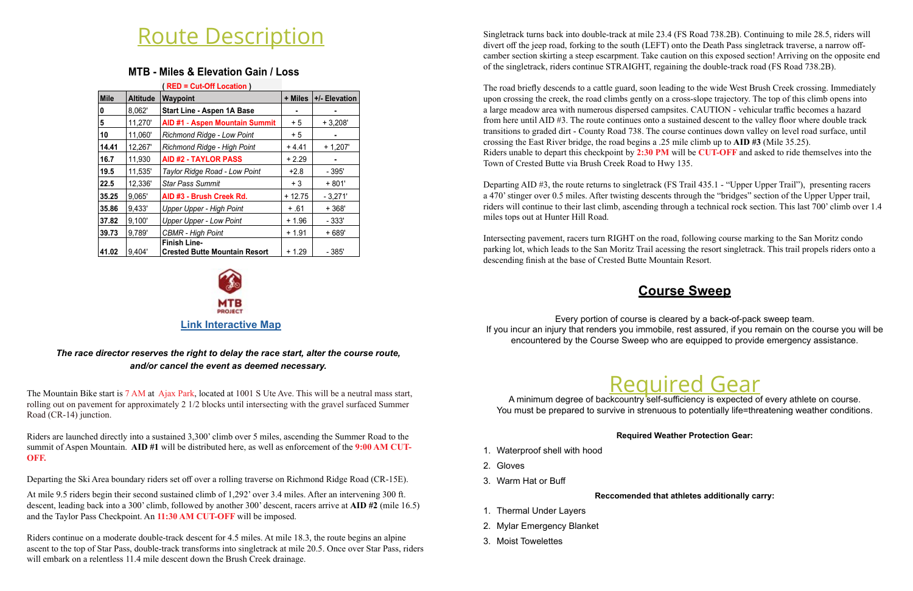# Route Description

## MTB - Miles & Elevation Gain / Loss

( RED = Cut-Off Location )

| Mile | Altitude | Waypoint | + Miles | +/- Elevation |
|---|---|---|---|---|
| 0 | 8,062' | **Start Line - Aspen 1A Base** | - | - |
| 5 | 11,270' | **AID #1 - Aspen Mountain Summit** | + 5 | + 3,208' |
| 10 | 11,060' | *Richmond Ridge - Low Point* | + 5 | - |
| 14.41 | 12,267' | *Richmond Ridge - High Point* | + 4.41 | + 1,207' |
| 16.7 | 11,930 | **AID #2 - TAYLOR PASS** | + 2.29 | - |
| 19.5 | 11,535' | *Taylor Ridge Road - Low Point* | +2.8 | - 395' |
| 22.5 | 12,336' | *Star Pass Summit* | + 3 | + 801' |
| 35.25 | 9,065' | **AID #3 - Brush Creek Rd.** | + 12.75 | - 3,271' |
| 35.86 | 9,433' | *Upper Upper - High Point* | + .61 | + 368' |
| 37.82 | 9,100' | *Upper Upper - Low Point* | + 1.96 | - 333' |
| 39.73 | 9,789' | *CBMR - High Point* | + 1.91 | + 689' |
| 41.02 | 9,404' | **Finish Line- Crested Butte Mountain Resort** | + 1.29 | - 385' |

MTB PROJECT

**Link Interactive Map**

***The race director reserves the right to delay the race start, alter the course route, and/or cancel the event as deemed necessary.***

The Mountain Bike start is 7 AM at Ajax Park, located at 1001 S Ute Ave. This will be a neutral mass start, rolling out on pavement for approximately 2 1/2 blocks until intersecting with the gravel surfaced Summer Road (CR-14) junction.

Riders are launched directly into a sustained 3,300' climb over 5 miles, ascending the Summer Road to the summit of Aspen Mountain. **AID #1** will be distributed here, as well as enforcement of the **9:00 AM CUT-OFF.**

Departing the Ski Area boundary riders set off over a rolling traverse on Richmond Ridge Road (CR-15E).

At mile 9.5 riders begin their second sustained climb of 1,292' over 3.4 miles. After an intervening 300 ft. descent, leading back into a 300' climb, followed by another 300' descent, racers arrive at **AID #2** (mile 16.5) and the Taylor Pass Checkpoint. An **11:30 AM CUT-OFF** will be imposed.

Riders continue on a moderate double-track descent for 4.5 miles. At mile 18.3, the route begins an alpine ascent to the top of Star Pass, double-track transforms into singletrack at mile 20.5. Once over Star Pass, riders will embark on a relentless 11.4 mile descent down the Brush Creek drainage.

Singletrack turns back into double-track at mile 23.4 (FS Road 738.2B). Continuing to mile 28.5, riders will divert off the jeep road, forking to the south (LEFT) onto the Death Pass singletrack traverse, a narrow off-camber section skirting a steep escarpment. Take caution on this exposed section! Arriving on the opposite end of the singletrack, riders continue STRAIGHT, regaining the double-track road (FS Road 738.2B).

The road briefly descends to a cattle guard, soon leading to the wide West Brush Creek crossing. Immediately upon crossing the creek, the road climbs gently on a cross-slope trajectory. The top of this climb opens into a large meadow area with numerous dispersed campsites. CAUTION - vehicular traffic becomes a hazard from here until AID #3. The route continues onto a sustained descent to the valley floor where double track transitions to graded dirt - County Road 738. The course continues down valley on level road surface, until crossing the East River bridge, the road begins a .25 mile climb up to **AID #3** (Mile 35.25).
Riders unable to depart this checkpoint by **2:30 PM** will be **CUT-OFF** and asked to ride themselves into the Town of Crested Butte via Brush Creek Road to Hwy 135.

Departing AID #3, the route returns to singletrack (FS Trail 435.1 - "Upper Upper Trail"), presenting racers a 470' stinger over 0.5 miles. After twisting descents through the "bridges" section of the Upper Upper trail, riders will continue to their last climb, ascending through a technical rock section. This last 700' climb over 1.4 miles tops out at Hunter Hill Road.

Intersecting pavement, racers turn RIGHT on the road, following course marking to the San Moritz condo parking lot, which leads to the San Moritz Trail acessing the resort singletrack. This trail propels riders onto a descending finish at the base of Crested Butte Mountain Resort.

## Course Sweep

Every portion of course is cleared by a back-of-pack sweep team.
If you incur an injury that renders you immobile, rest assured, if you remain on the course you will be encountered by the Course Sweep who are equipped to provide emergency assistance.

# Required Gear

A minimum degree of backcountry self-sufficiency is expected of every athlete on course.
You must be prepared to survive in strenuous to potentially life=threatening weather conditions.

**Required Weather Protection Gear:**

1. Waterproof shell with hood
2. Gloves
3. Warm Hat or Buff

**Reccomended that athletes additionally carry:**

1. Thermal Under Layers
2. Mylar Emergency Blanket
3. Moist Towelettes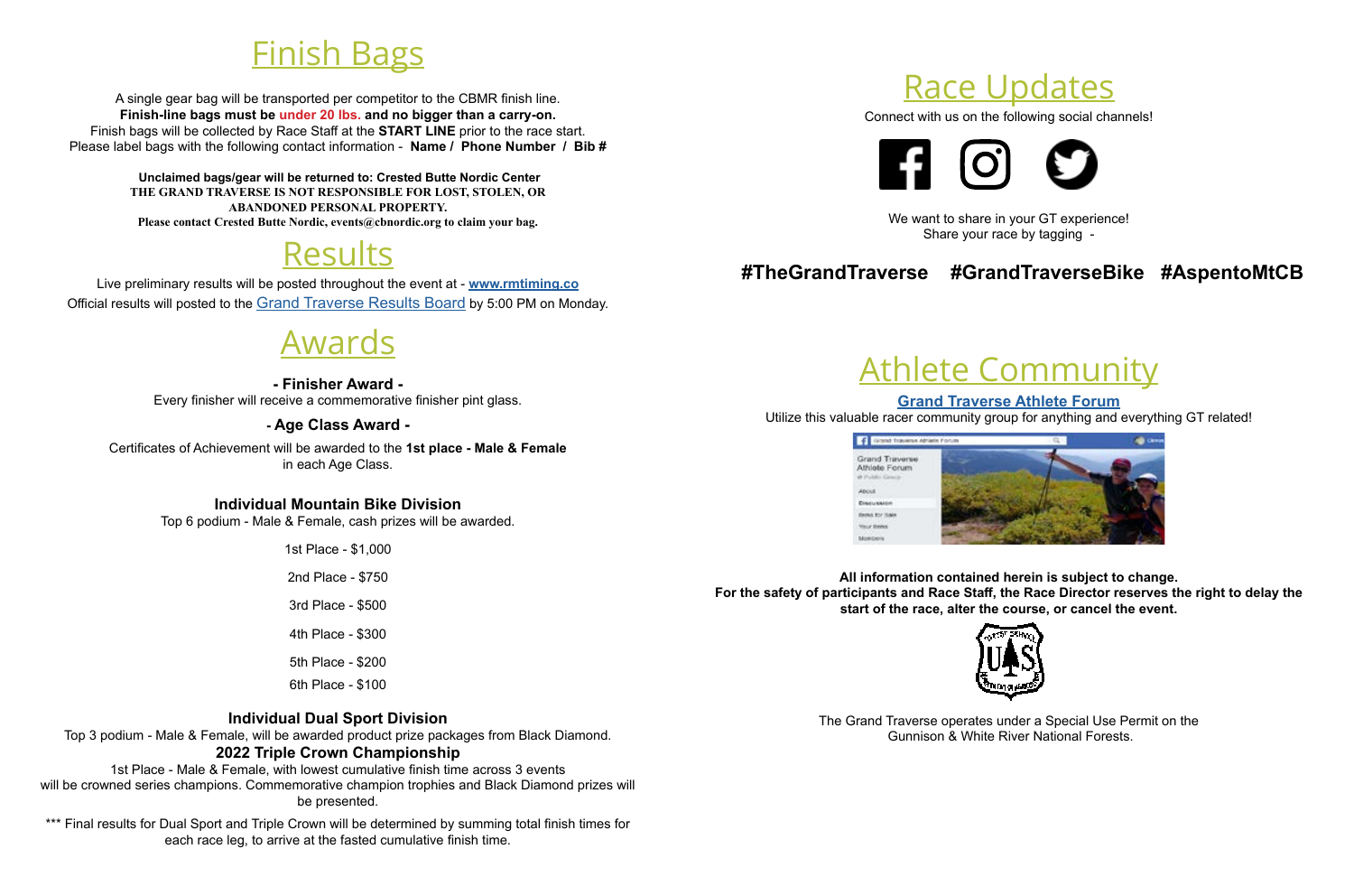## Finish Bags

A single gear bag will be transported per competitor to the CBMR finish line.
**Finish-line bags must be under 20 lbs. and no bigger than a carry-on.**
Finish bags will be collected by Race Staff at the **START LINE** prior to the race start.
Please label bags with the following contact information - **Name / Phone Number / Bib #**

**Unclaimed bags/gear will be returned to: Crested Butte Nordic Center**
**THE GRAND TRAVERSE IS NOT RESPONSIBLE FOR LOST, STOLEN, OR ABANDONED PERSONAL PROPERTY.**
**Please contact Crested Butte Nordic, events@cbnordic.org to claim your bag.**

## Results

Live preliminary results will be posted throughout the event at - **www.rmtiming.co**
Official results will posted to the Grand Traverse Results Board by 5:00 PM on Monday.

## Awards

**- Finisher Award -**
Every finisher will receive a commemorative finisher pint glass.

**- Age Class Award -**
Certificates of Achievement will be awarded to the **1st place - Male & Female** in each Age Class.

**Individual Mountain Bike Division**
Top 6 podium - Male & Female, cash prizes will be awarded.

1st Place - $1,000

2nd Place - $750

3rd Place - $500

4th Place - $300

5th Place - $200

6th Place - $100

**Individual Dual Sport Division**
Top 3 podium - Male & Female, will be awarded product prize packages from Black Diamond.

**2022 Triple Crown Championship**
1st Place - Male & Female, with lowest cumulative finish time across 3 events will be crowned series champions. Commemorative champion trophies and Black Diamond prizes will be presented.

*** Final results for Dual Sport and Triple Crown will be determined by summing total finish times for each race leg, to arrive at the fasted cumulative finish time.

## Race Updates

Connect with us on the following social channels!

We want to share in your GT experience!
Share your race by tagging -

**#TheGrandTraverse #GrandTraverseBike #AspentoMtCB**

## Athlete Community

**Grand Traverse Athlete Forum**
Utilize this valuable racer community group for anything and everything GT related!

**All information contained herein is subject to change.**
**For the safety of participants and Race Staff, the Race Director reserves the right to delay the start of the race, alter the course, or cancel the event.**

The Grand Traverse operates under a Special Use Permit on the Gunnison & White River National Forests.